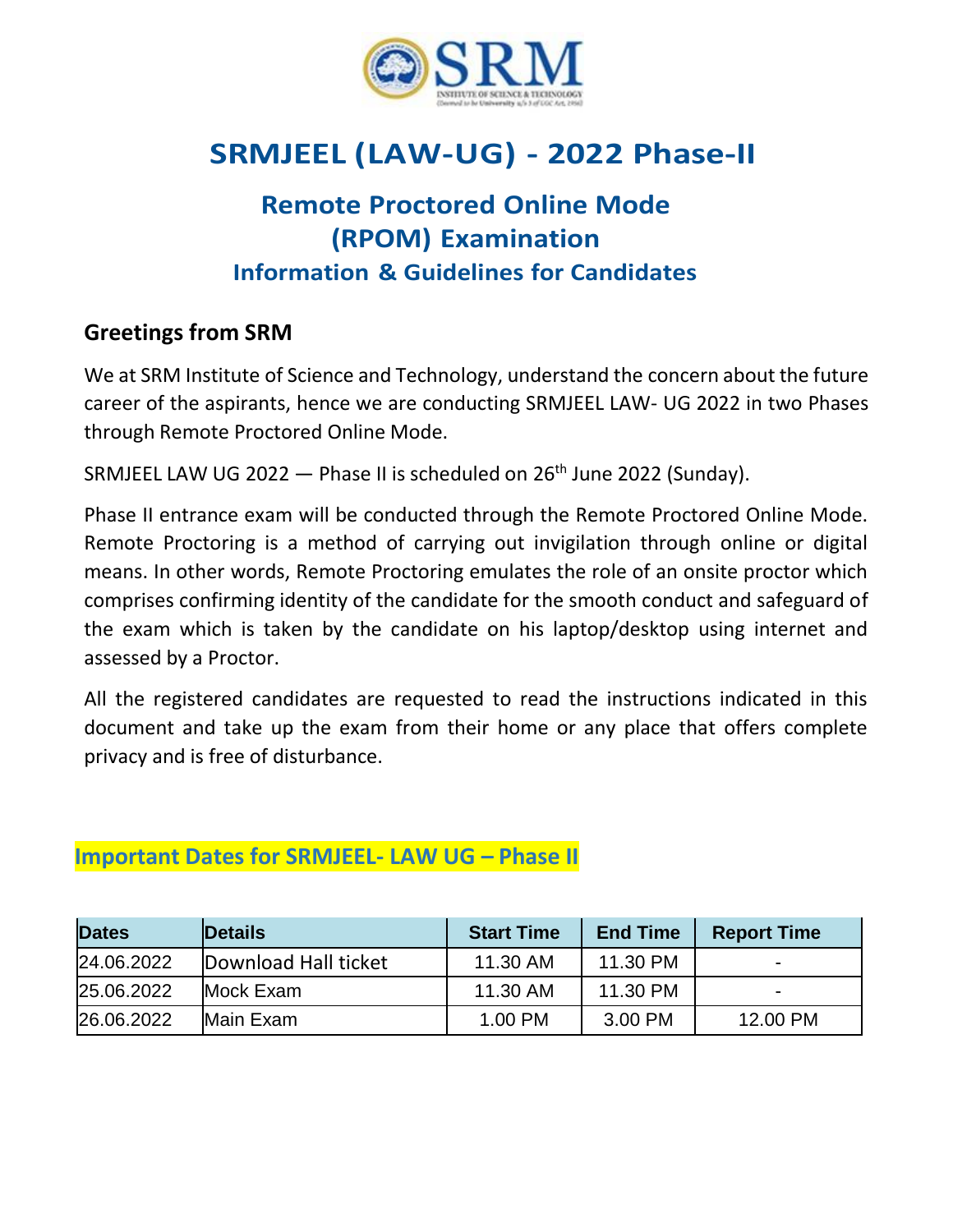# SRMJEEL (LAW-UG) - 2022 Phase-II

## Remote Proctored Online Mode (RPOM) Examination

### Information & Guidelines for Candidates

**Greetings from SRM**

We at SRM Institute of Science and Technology, understand the concern about the future career of the aspirants, hence we are conducting SRMJEEL LAW- UG 2022 in two Phases through Remote Proctored Online Mode.

SRMJEEL LAW UG 2022 — Phase II is scheduled on 26th June 2022 (Sunday).

Phase II entrance exam will be conducted through the Remote Proctored Online Mode. Remote Proctoring is a method of carrying out invigilation through online or digital means. In other words, Remote Proctoring emulates the role of an onsite proctor which comprises confirming identity of the candidate for the smooth conduct and safeguard of the exam which is taken by the candidate on his laptop/desktop using internet and assessed by a Proctor.

All the registered candidates are requested to read the instructions indicated in this document and take up the exam from their home or any place that offers complete privacy and is free of disturbance.

**Important Dates for SRMJEEL- LAW UG – Phase II**

| Dates | Details | Start Time | End Time | Report Time |
|---|---|---|---|---|
| 24.06.2022 | Download Hall ticket | 11.30 AM | 11.30 PM | - |
| 25.06.2022 | Mock Exam | 11.30 AM | 11.30 PM | - |
| 26.06.2022 | Main Exam | 1.00 PM | 3.00 PM | 12.00 PM |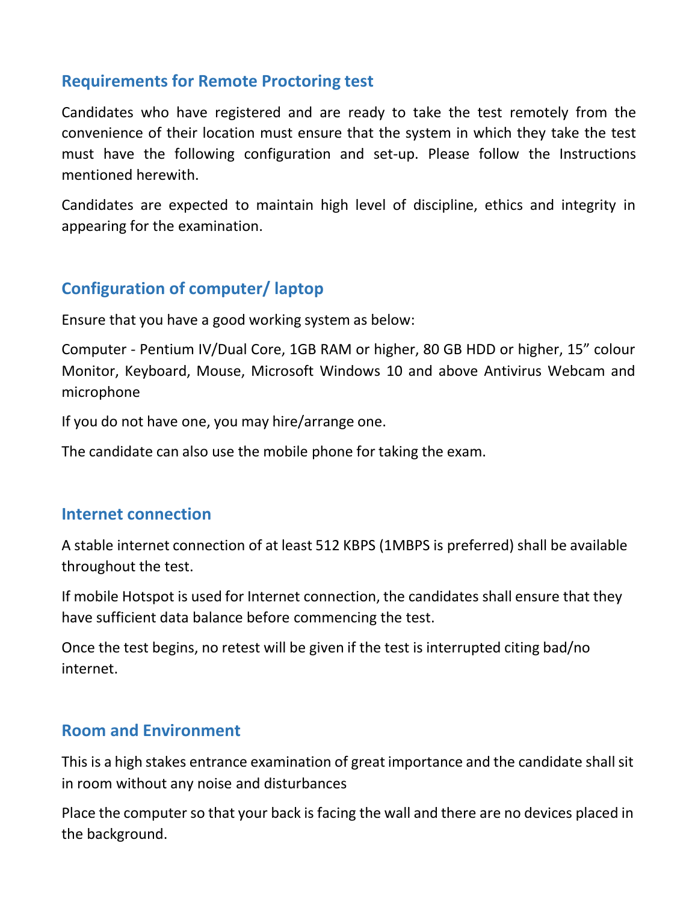## Requirements for Remote Proctoring test

Candidates who have registered and are ready to take the test remotely from the convenience of their location must ensure that the system in which they take the test must have the following configuration and set-up. Please follow the Instructions mentioned herewith.

Candidates are expected to maintain high level of discipline, ethics and integrity in appearing for the examination.

## Configuration of computer/ laptop

Ensure that you have a good working system as below:

Computer - Pentium IV/Dual Core, 1GB RAM or higher, 80 GB HDD or higher, 15" colour Monitor, Keyboard, Mouse, Microsoft Windows 10 and above Antivirus Webcam and microphone

If you do not have one, you may hire/arrange one.

The candidate can also use the mobile phone for taking the exam.

## Internet connection

A stable internet connection of at least 512 KBPS (1MBPS is preferred) shall be available throughout the test.

If mobile Hotspot is used for Internet connection, the candidates shall ensure that they have sufficient data balance before commencing the test.

Once the test begins, no retest will be given if the test is interrupted citing bad/no internet.

## Room and Environment

This is a high stakes entrance examination of great importance and the candidate shall sit in room without any noise and disturbances

Place the computer so that your back is facing the wall and there are no devices placed in the background.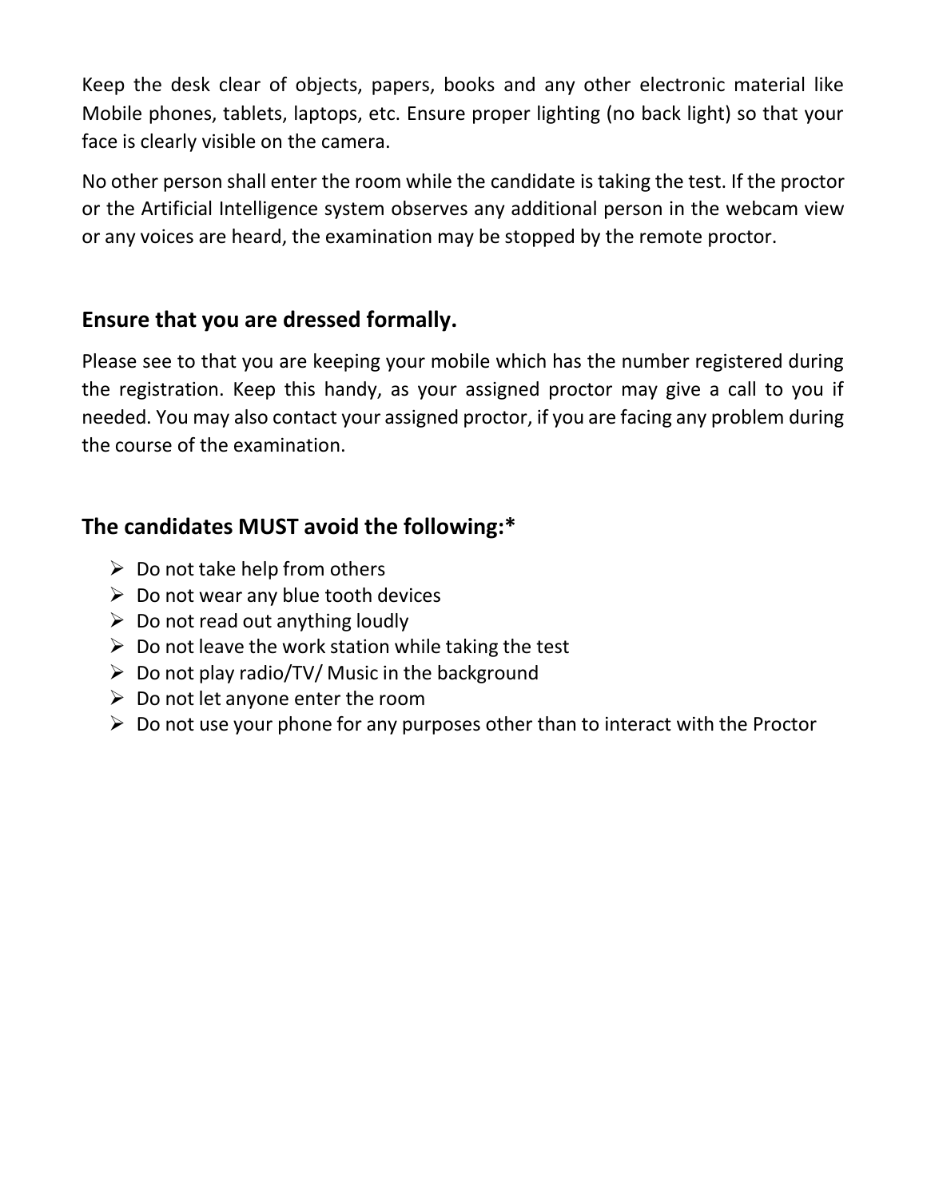Keep the desk clear of objects, papers, books and any other electronic material like Mobile phones, tablets, laptops, etc. Ensure proper lighting (no back light) so that your face is clearly visible on the camera.

No other person shall enter the room while the candidate is taking the test. If the proctor or the Artificial Intelligence system observes any additional person in the webcam view or any voices are heard, the examination may be stopped by the remote proctor.

## Ensure that you are dressed formally.

Please see to that you are keeping your mobile which has the number registered during the registration. Keep this handy, as your assigned proctor may give a call to you if needed. You may also contact your assigned proctor, if you are facing any problem during the course of the examination.

## The candidates MUST avoid the following:*

- Do not take help from others
- Do not wear any blue tooth devices
- Do not read out anything loudly
- Do not leave the work station while taking the test
- Do not play radio/TV/ Music in the background
- Do not let anyone enter the room
- Do not use your phone for any purposes other than to interact with the Proctor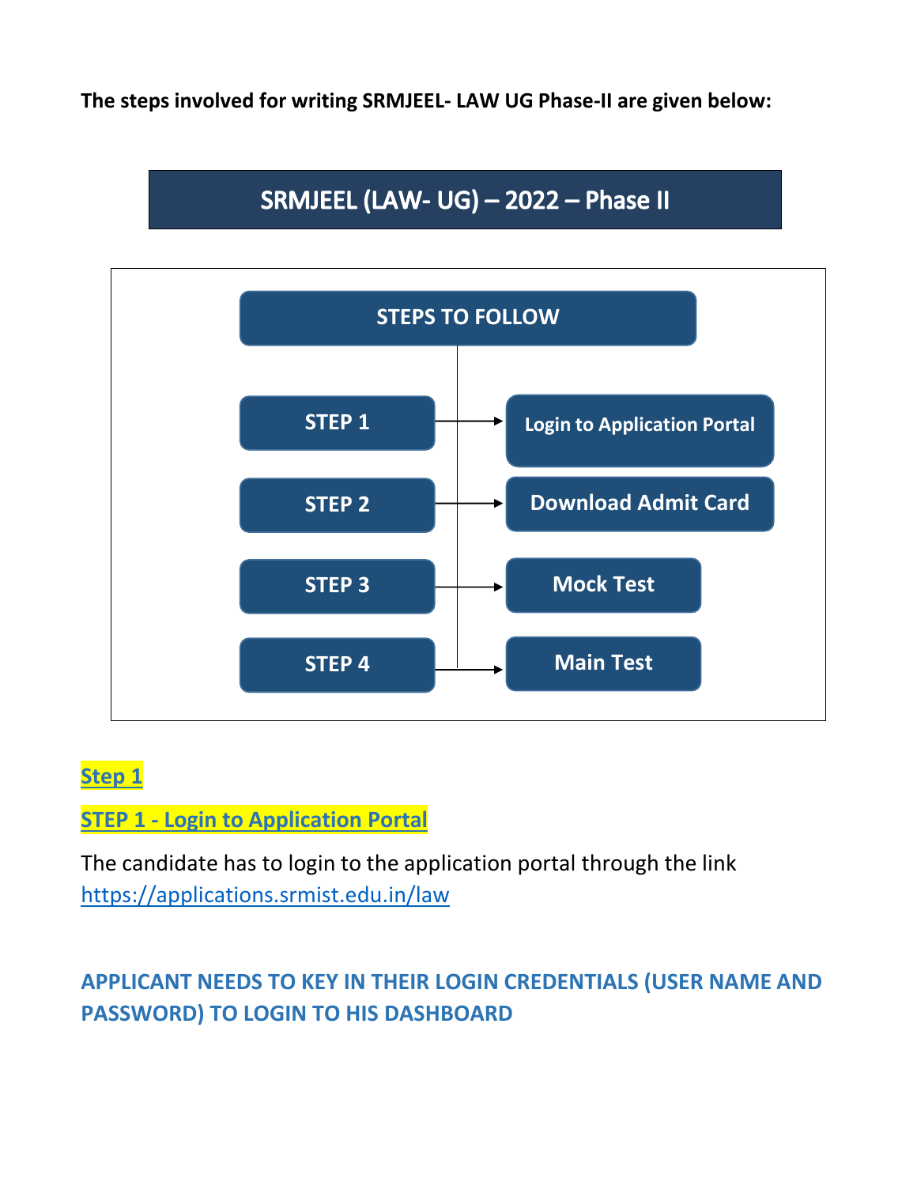**The steps involved for writing SRMJEEL- LAW UG Phase-II are given below:**

## SRMJEEL (LAW- UG) – 2022 – Phase II

**STEPS TO FOLLOW**

| | |
|---|---|
| STEP 1 | Login to Application Portal |
| STEP 2 | Download Admit Card |
| STEP 3 | Mock Test |
| STEP 4 | Main Test |

### Step 1

### STEP 1 - Login to Application Portal

The candidate has to login to the application portal through the link https://applications.srmist.edu.in/law

**APPLICANT NEEDS TO KEY IN THEIR LOGIN CREDENTIALS (USER NAME AND PASSWORD) TO LOGIN TO HIS DASHBOARD**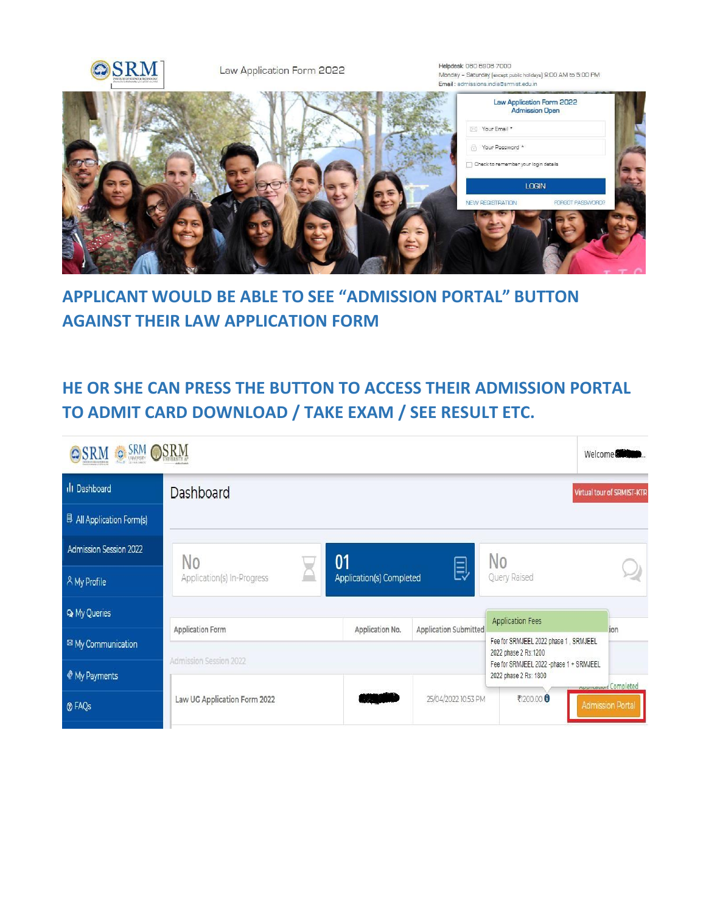**APPLICANT WOULD BE ABLE TO SEE "ADMISSION PORTAL" BUTTON AGAINST THEIR LAW APPLICATION FORM**

**HE OR SHE CAN PRESS THE BUTTON TO ACCESS THEIR ADMISSION PORTAL TO ADMIT CARD DOWNLOAD / TAKE EXAM / SEE RESULT ETC.**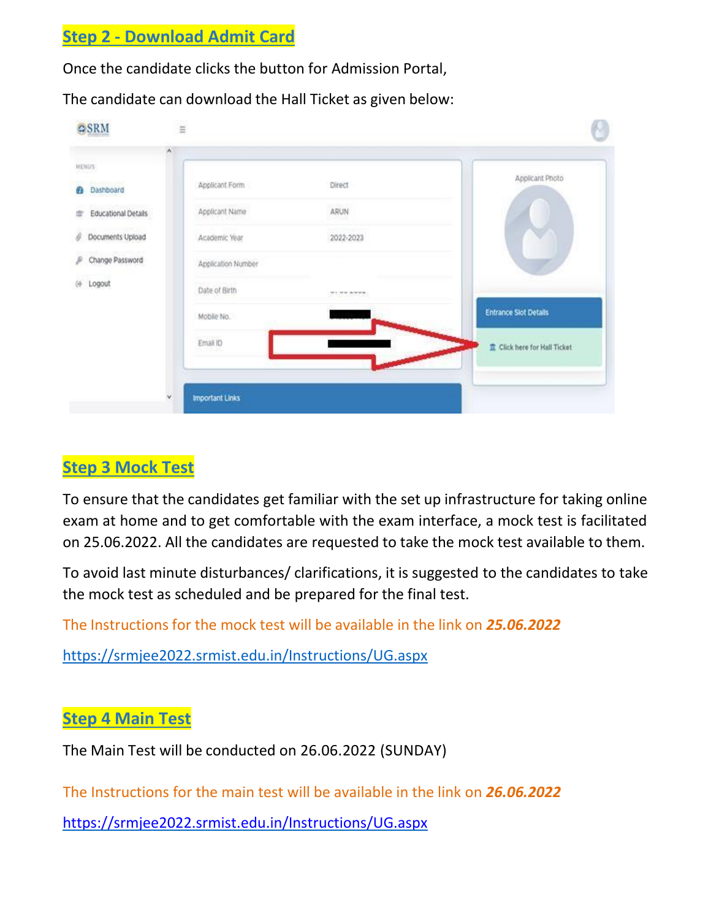## Step 2 - Download Admit Card

Once the candidate clicks the button for Admission Portal,

The candidate can download the Hall Ticket as given below:

## Step 3 Mock Test

To ensure that the candidates get familiar with the set up infrastructure for taking online exam at home and to get comfortable with the exam interface, a mock test is facilitated on 25.06.2022. All the candidates are requested to take the mock test available to them.

To avoid last minute disturbances/ clarifications, it is suggested to the candidates to take the mock test as scheduled and be prepared for the final test.

The Instructions for the mock test will be available in the link on ***25.06.2022***

https://srmjee2022.srmist.edu.in/Instructions/UG.aspx

## Step 4 Main Test

The Main Test will be conducted on 26.06.2022 (SUNDAY)

The Instructions for the main test will be available in the link on ***26.06.2022***

https://srmjee2022.srmist.edu.in/Instructions/UG.aspx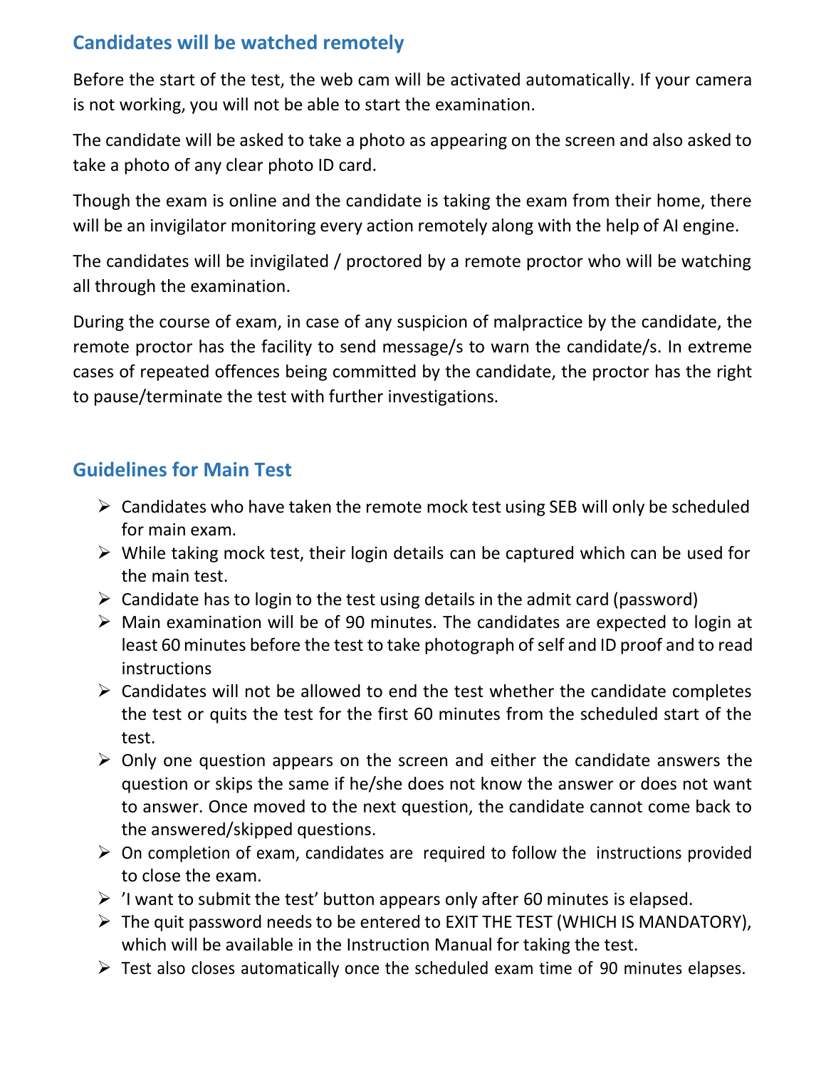## Candidates will be watched remotely

Before the start of the test, the web cam will be activated automatically. If your camera is not working, you will not be able to start the examination.

The candidate will be asked to take a photo as appearing on the screen and also asked to take a photo of any clear photo ID card.

Though the exam is online and the candidate is taking the exam from their home, there will be an invigilator monitoring every action remotely along with the help of AI engine.

The candidates will be invigilated / proctored by a remote proctor who will be watching all through the examination.

During the course of exam, in case of any suspicion of malpractice by the candidate, the remote proctor has the facility to send message/s to warn the candidate/s. In extreme cases of repeated offences being committed by the candidate, the proctor has the right to pause/terminate the test with further investigations.

## Guidelines for Main Test

- Candidates who have taken the remote mock test using SEB will only be scheduled for main exam.
- While taking mock test, their login details can be captured which can be used for the main test.
- Candidate has to login to the test using details in the admit card (password)
- Main examination will be of 90 minutes. The candidates are expected to login at least 60 minutes before the test to take photograph of self and ID proof and to read instructions
- Candidates will not be allowed to end the test whether the candidate completes the test or quits the test for the first 60 minutes from the scheduled start of the test.
- Only one question appears on the screen and either the candidate answers the question or skips the same if he/she does not know the answer or does not want to answer. Once moved to the next question, the candidate cannot come back to the answered/skipped questions.
- On completion of exam, candidates are required to follow the instructions provided to close the exam.
- 'I want to submit the test' button appears only after 60 minutes is elapsed.
- The quit password needs to be entered to EXIT THE TEST (WHICH IS MANDATORY), which will be available in the Instruction Manual for taking the test.
- Test also closes automatically once the scheduled exam time of 90 minutes elapses.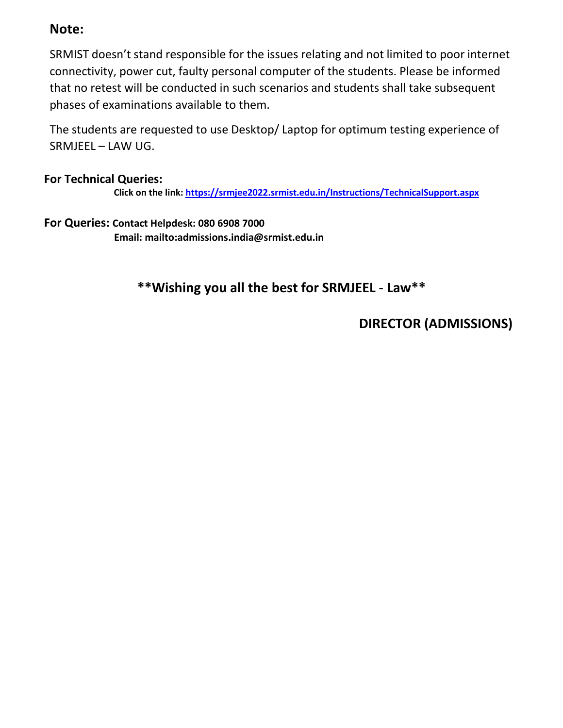## Note:

SRMIST doesn't stand responsible for the issues relating and not limited to poor internet connectivity, power cut, faulty personal computer of the students. Please be informed that no retest will be conducted in such scenarios and students shall take subsequent phases of examinations available to them.

The students are requested to use Desktop/ Laptop for optimum testing experience of SRMJEEL – LAW UG.

**For Technical Queries:**

**Click on the link: https://srmjee2022.srmist.edu.in/Instructions/TechnicalSupport.aspx**

**For Queries: Contact Helpdesk: 080 6908 7000**

**Email: mailto:admissions.india@srmist.edu.in**

**\*\*Wishing you all the best for SRMJEEL - Law\*\***

**DIRECTOR (ADMISSIONS)**